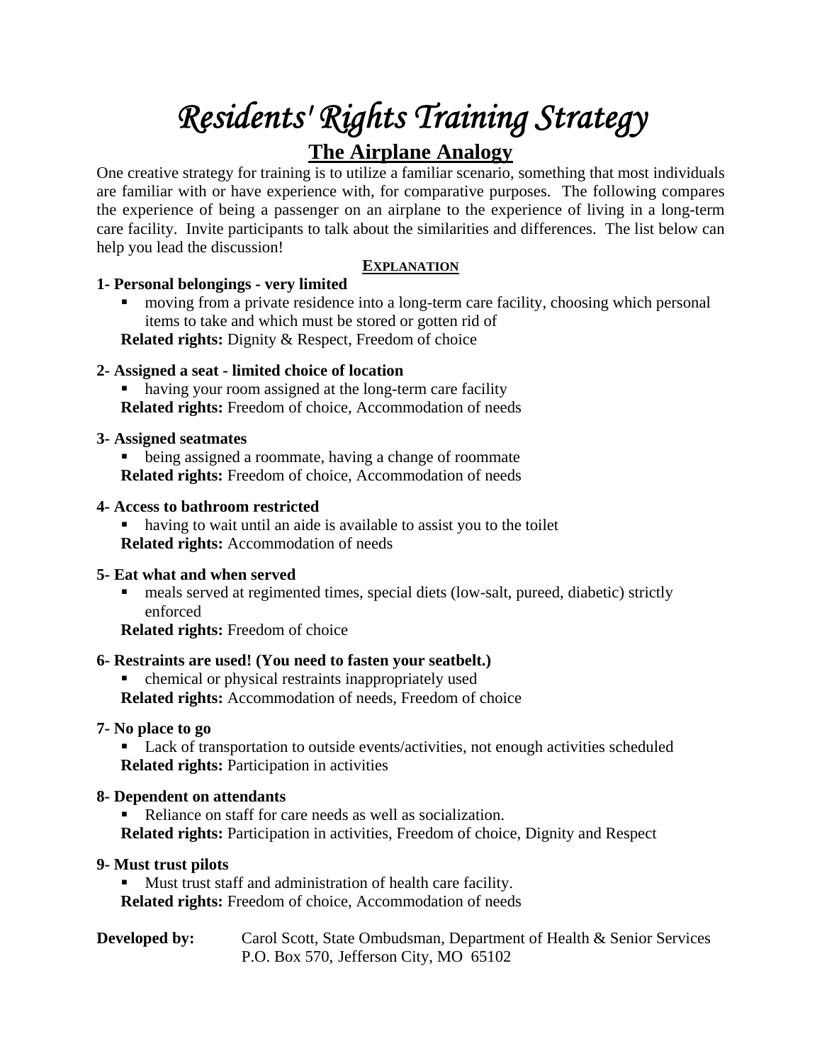# *Residents' Rights Training Strategy*

## The Airplane Analogy

One creative strategy for training is to utilize a familiar scenario, something that most individuals are familiar with or have experience with, for comparative purposes. The following compares the experience of being a passenger on an airplane to the experience of living in a long-term care facility. Invite participants to talk about the similarities and differences. The list below can help you lead the discussion!

### EXPLANATION

**1- Personal belongings - very limited**

- moving from a private residence into a long-term care facility, choosing which personal items to take and which must be stored or gotten rid of

**Related rights:** Dignity & Respect, Freedom of choice

**2- Assigned a seat - limited choice of location**

- having your room assigned at the long-term care facility

**Related rights:** Freedom of choice, Accommodation of needs

**3- Assigned seatmates**

- being assigned a roommate, having a change of roommate

**Related rights:** Freedom of choice, Accommodation of needs

**4- Access to bathroom restricted**

- having to wait until an aide is available to assist you to the toilet

**Related rights:** Accommodation of needs

**5- Eat what and when served**

- meals served at regimented times, special diets (low-salt, pureed, diabetic) strictly enforced

**Related rights:** Freedom of choice

**6- Restraints are used! (You need to fasten your seatbelt.)**

- chemical or physical restraints inappropriately used

**Related rights:** Accommodation of needs, Freedom of choice

**7- No place to go**

- Lack of transportation to outside events/activities, not enough activities scheduled

**Related rights:** Participation in activities

**8- Dependent on attendants**

- Reliance on staff for care needs as well as socialization.

**Related rights:** Participation in activities, Freedom of choice, Dignity and Respect

**9- Must trust pilots**

- Must trust staff and administration of health care facility.

**Related rights:** Freedom of choice, Accommodation of needs

**Developed by:** Carol Scott, State Ombudsman, Department of Health & Senior Services
P.O. Box 570, Jefferson City, MO 65102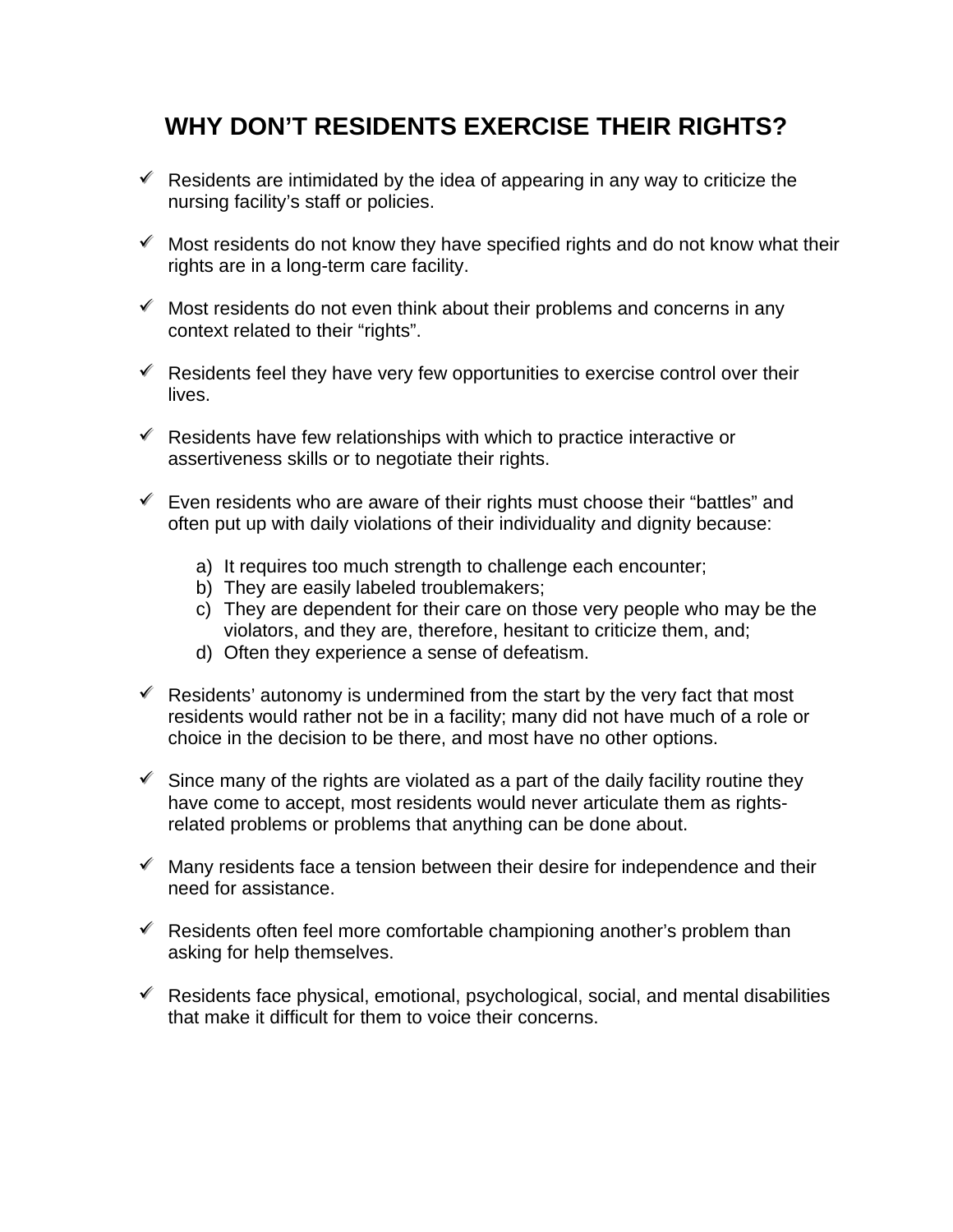# WHY DON'T RESIDENTS EXERCISE THEIR RIGHTS?

- ✓ Residents are intimidated by the idea of appearing in any way to criticize the nursing facility's staff or policies.

- ✓ Most residents do not know they have specified rights and do not know what their rights are in a long-term care facility.

- ✓ Most residents do not even think about their problems and concerns in any context related to their "rights".

- ✓ Residents feel they have very few opportunities to exercise control over their lives.

- ✓ Residents have few relationships with which to practice interactive or assertiveness skills or to negotiate their rights.

- ✓ Even residents who are aware of their rights must choose their "battles" and often put up with daily violations of their individuality and dignity because:

  a) It requires too much strength to challenge each encounter;
  b) They are easily labeled troublemakers;
  c) They are dependent for their care on those very people who may be the violators, and they are, therefore, hesitant to criticize them, and;
  d) Often they experience a sense of defeatism.

- ✓ Residents' autonomy is undermined from the start by the very fact that most residents would rather not be in a facility; many did not have much of a role or choice in the decision to be there, and most have no other options.

- ✓ Since many of the rights are violated as a part of the daily facility routine they have come to accept, most residents would never articulate them as rights-related problems or problems that anything can be done about.

- ✓ Many residents face a tension between their desire for independence and their need for assistance.

- ✓ Residents often feel more comfortable championing another's problem than asking for help themselves.

- ✓ Residents face physical, emotional, psychological, social, and mental disabilities that make it difficult for them to voice their concerns.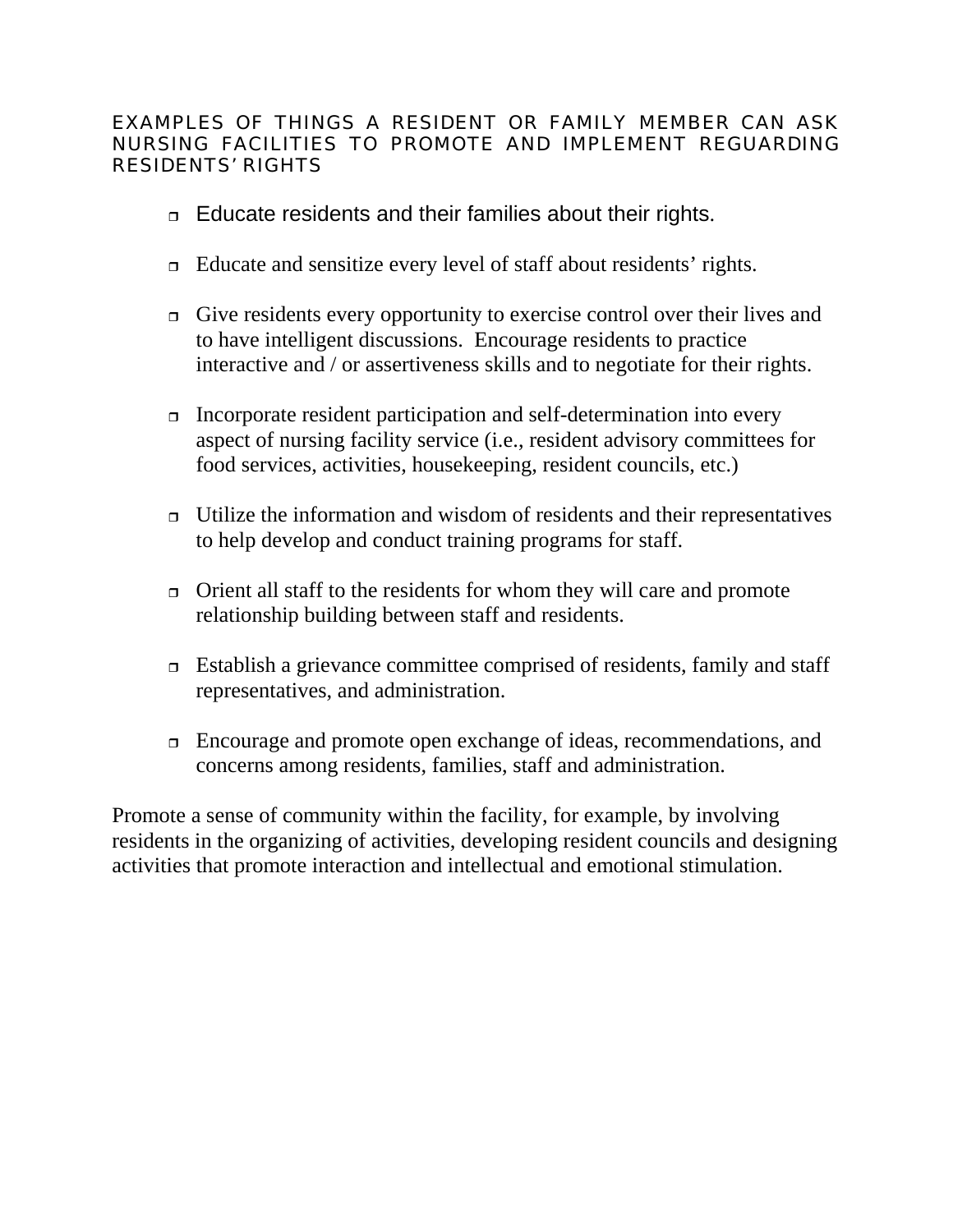EXAMPLES OF THINGS A RESIDENT OR FAMILY MEMBER CAN ASK NURSING FACILITIES TO PROMOTE AND IMPLEMENT REGUARDING RESIDENTS' RIGHTS

- Educate residents and their families about their rights.
- Educate and sensitize every level of staff about residents' rights.
- Give residents every opportunity to exercise control over their lives and to have intelligent discussions. Encourage residents to practice interactive and / or assertiveness skills and to negotiate for their rights.
- Incorporate resident participation and self-determination into every aspect of nursing facility service (i.e., resident advisory committees for food services, activities, housekeeping, resident councils, etc.)
- Utilize the information and wisdom of residents and their representatives to help develop and conduct training programs for staff.
- Orient all staff to the residents for whom they will care and promote relationship building between staff and residents.
- Establish a grievance committee comprised of residents, family and staff representatives, and administration.
- Encourage and promote open exchange of ideas, recommendations, and concerns among residents, families, staff and administration.

Promote a sense of community within the facility, for example, by involving residents in the organizing of activities, developing resident councils and designing activities that promote interaction and intellectual and emotional stimulation.